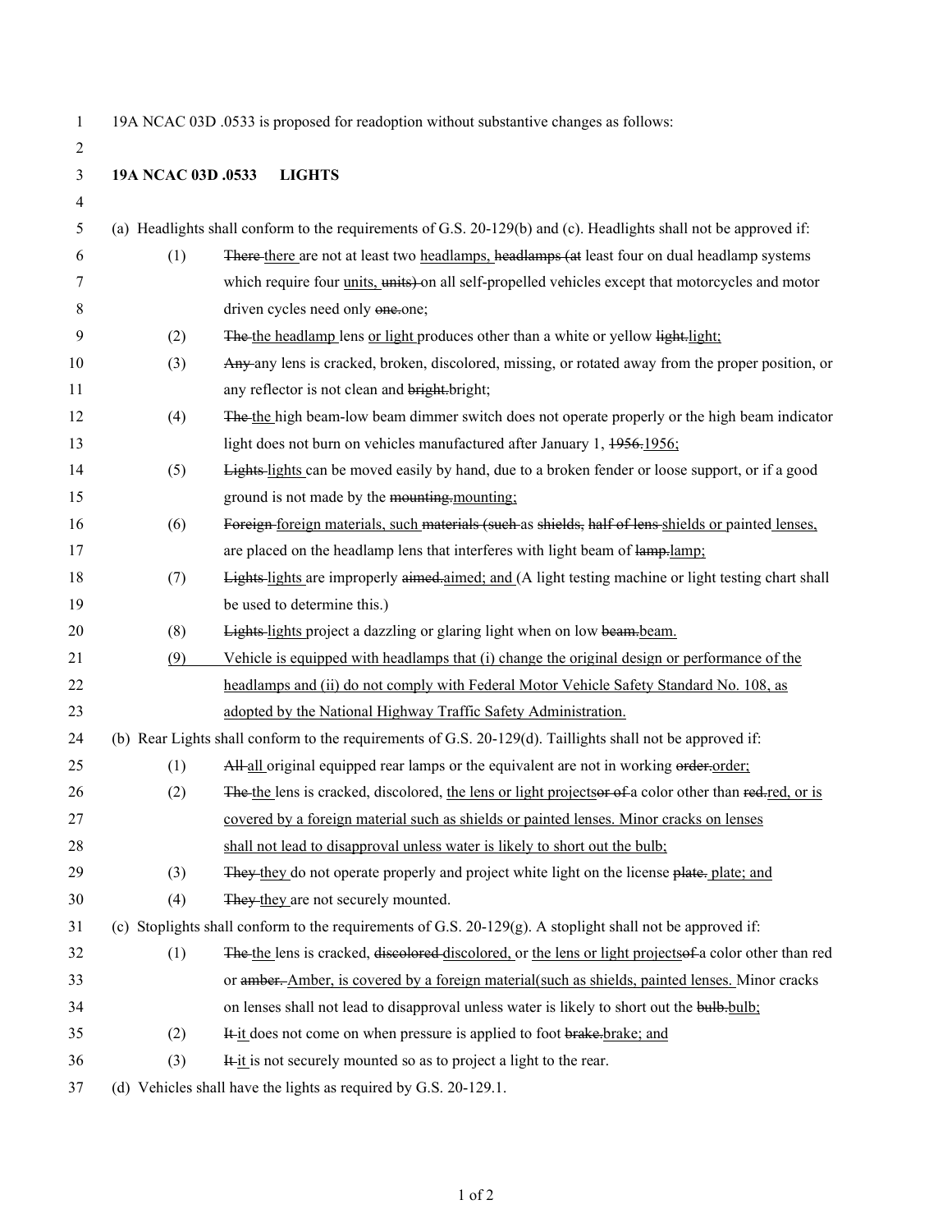19A NCAC 03D .0533 is proposed for readoption without substantive changes as follows:

**19A NCAC 03D .0533 LIGHTS**

(a) Headlights shall conform to the requirements of G.S. 20-129(b) and (c). Headlights shall not be approved if:

(1) ~~There~~ <u>there</u> are not at least two <u>headlamps,</u> ~~headlamps (at~~ least four on dual headlamp systems which require four <u>units,</u> ~~units)~~ on all self-propelled vehicles except that motorcycles and motor driven cycles need only ~~one.~~one;

(2) ~~The~~ <u>the headlamp</u> lens <u>or light</u> produces other than a white or yellow ~~light.~~<u>light;</u>

(3) ~~Any~~ any lens is cracked, broken, discolored, missing, or rotated away from the proper position, or any reflector is not clean and ~~bright.~~bright;

(4) ~~The~~ <u>the</u> high beam-low beam dimmer switch does not operate properly or the high beam indicator light does not burn on vehicles manufactured after January 1, ~~1956.~~<u>1956;</u>

(5) ~~Lights~~ <u>lights</u> can be moved easily by hand, due to a broken fender or loose support, or if a good ground is not made by the ~~mounting.~~<u>mounting;</u>

(6) ~~Foreign~~ <u>foreign</u> materials, <u>such</u> ~~materials (such~~ as ~~shields, half of lens~~ <u>shields or</u> painted <u>lenses,</u> are placed on the headlamp lens that interferes with light beam of ~~lamp.~~<u>lamp;</u>

(7) ~~Lights~~ <u>lights</u> are improperly ~~aimed.~~<u>aimed; and</u> (A light testing machine or light testing chart shall be used to determine this.)

(8) ~~Lights~~ <u>lights</u> project a dazzling or glaring light when on low ~~beam.~~<u>beam.</u>

<u>(9) Vehicle is equipped with headlamps that (i) change the original design or performance of the headlamps and (ii) do not comply with Federal Motor Vehicle Safety Standard No. 108, as adopted by the National Highway Traffic Safety Administration.</u>

(b) Rear Lights shall conform to the requirements of G.S. 20-129(d). Taillights shall not be approved if:

(1) ~~All~~ <u>all</u> original equipped rear lamps or the equivalent are not in working ~~order.~~<u>order;</u>

(2) ~~The~~ <u>the</u> lens is cracked, discolored, <u>the lens or light projects</u>~~or of~~ a color other than ~~red.~~<u>red, or is covered by a foreign material such as shields or painted lenses. Minor cracks on lenses shall not lead to disapproval unless water is likely to short out the bulb;</u>

(3) ~~They~~ <u>they</u> do not operate properly and project white light on the license ~~plate.~~ <u>plate; and</u>

(4) ~~They~~ <u>they</u> are not securely mounted.

(c) Stoplights shall conform to the requirements of G.S. 20-129(g). A stoplight shall not be approved if:

(1) ~~The~~ <u>the</u> lens is cracked, ~~discolored~~ <u>discolored, or</u> <u>the lens or light projects</u>~~of~~ a color other than red or ~~amber.~~ <u>Amber, is covered by a foreign material(such as shields, painted lenses.</u> Minor cracks on lenses shall not lead to disapproval unless water is likely to short out the ~~bulb.~~<u>bulb;</u>

(2) ~~It~~ <u>it</u> does not come on when pressure is applied to foot ~~brake.~~<u>brake; and</u>

(3) ~~It~~ <u>it</u> is not securely mounted so as to project a light to the rear.

(d) Vehicles shall have the lights as required by G.S. 20-129.1.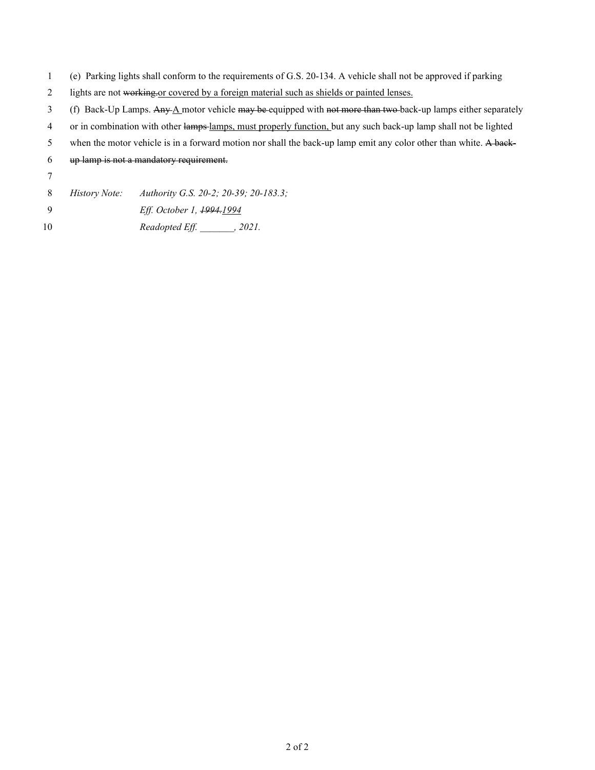(e) Parking lights shall conform to the requirements of G.S. 20-134. A vehicle shall not be approved if parking lights are not ~~working.~~<u>or covered by a foreign material such as shields or painted lenses.</u>

(f) Back-Up Lamps. ~~Any~~ <u>A</u> motor vehicle ~~may be~~ equipped with ~~not more than two~~ back-up lamps either separately or in combination with other ~~lamps~~ <u>lamps, must properly function,</u> but any such back-up lamp shall not be lighted when the motor vehicle is in a forward motion nor shall the back-up lamp emit any color other than white. ~~A back-up lamp is not a mandatory requirement.~~

*History Note: Authority G.S. 20-2; 20-39; 20-183.3;*
*Eff. October 1, ~~1994.~~<u>1994</u>*
*Readopted Eff. _______, 2021.*